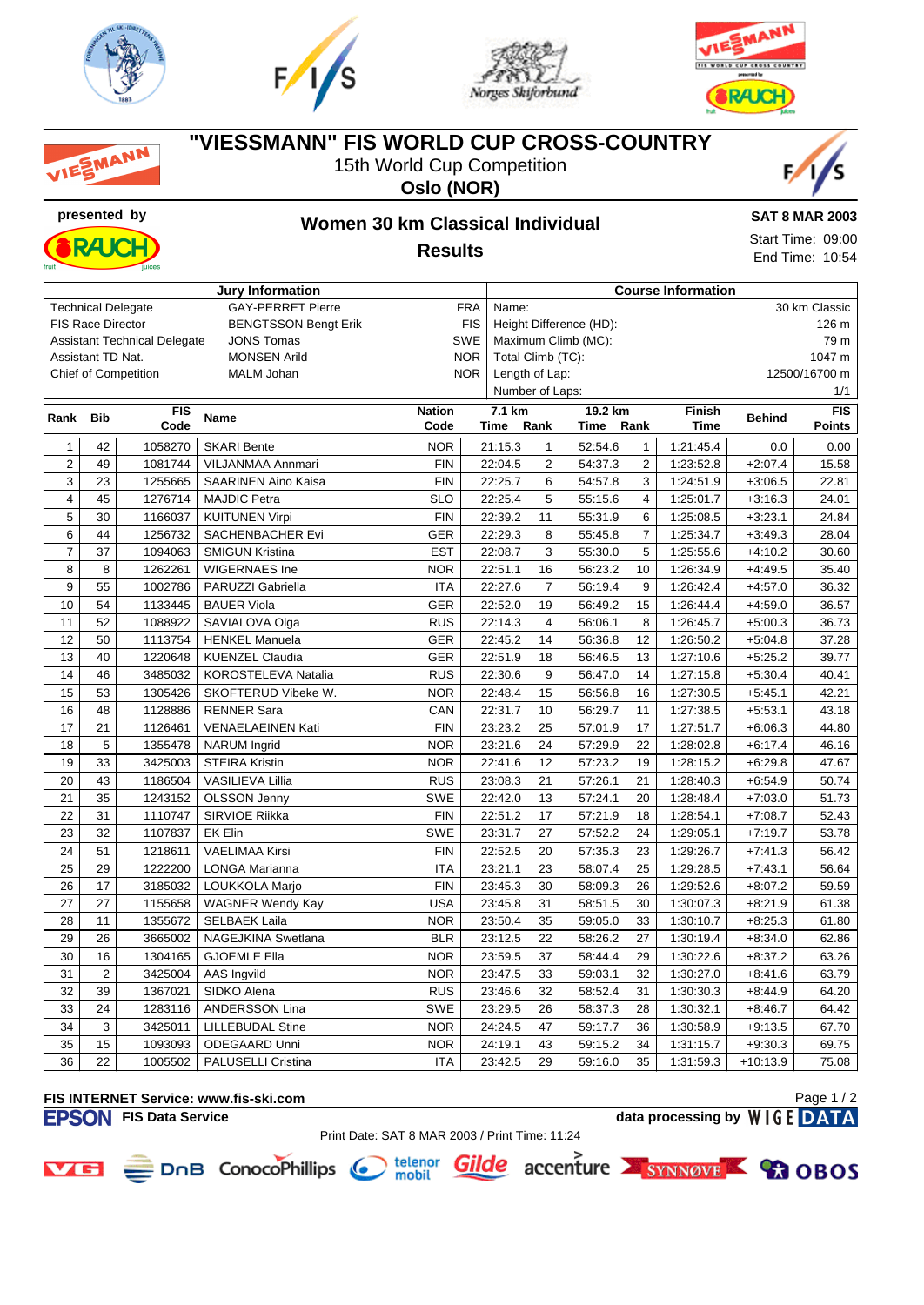# "VIESSMANN" FIS WORLD CUP CROSS-COUNTRY

15th World Cup Competition

**Oslo (NOR)**

presented by

## Women 30 km Classical Individual

### Results

**SAT 8 MAR 2003**

Start Time: 09:00

End Time: 10:54

| Jury Information | | |
|---|---|---|
| Technical Delegate | GAY-PERRET Pierre | FRA |
| FIS Race Director | BENGTSSON Bengt Erik | FIS |
| Assistant Technical Delegate | JONS Tomas | SWE |
| Assistant TD Nat. | MONSEN Arild | NOR |
| Chief of Competition | MALM Johan | NOR |

| Course Information | |
|---|---|
| Name: | 30 km Classic |
| Height Difference (HD): | 126 m |
| Maximum Climb (MC): | 79 m |
| Total Climb (TC): | 1047 m |
| Length of Lap: | 12500/16700 m |
| Number of Laps: | 1/1 |

| Rank | Bib | FIS Code | Name | Nation Code | 7.1 km Time | 7.1 km Rank | 19.2 km Time | 19.2 km Rank | Finish Time | Behind | FIS Points |
|---|---|---|---|---|---|---|---|---|---|---|---|
| 1 | 42 | 1058270 | SKARI Bente | NOR | 21:15.3 | 1 | 52:54.6 | 1 | 1:21:45.4 | 0.0 | 0.00 |
| 2 | 49 | 1081744 | VILJANMAA Annmari | FIN | 22:04.5 | 2 | 54:37.3 | 2 | 1:23:52.8 | +2:07.4 | 15.58 |
| 3 | 23 | 1255665 | SAARINEN Aino Kaisa | FIN | 22:25.7 | 6 | 54:57.8 | 3 | 1:24:51.9 | +3:06.5 | 22.81 |
| 4 | 45 | 1276714 | MAJDIC Petra | SLO | 22:25.4 | 5 | 55:15.6 | 4 | 1:25:01.7 | +3:16.3 | 24.01 |
| 5 | 30 | 1166037 | KUITUNEN Virpi | FIN | 22:39.2 | 11 | 55:31.9 | 6 | 1:25:08.5 | +3:23.1 | 24.84 |
| 6 | 44 | 1256732 | SACHENBACHER Evi | GER | 22:29.3 | 8 | 55:45.8 | 7 | 1:25:34.7 | +3:49.3 | 28.04 |
| 7 | 37 | 1094063 | SMIGUN Kristina | EST | 22:08.7 | 3 | 55:30.0 | 5 | 1:25:55.6 | +4:10.2 | 30.60 |
| 8 | 8 | 1262261 | WIGERNAES Ine | NOR | 22:51.1 | 16 | 56:23.2 | 10 | 1:26:34.9 | +4:49.5 | 35.40 |
| 9 | 55 | 1002786 | PARUZZI Gabriella | ITA | 22:27.6 | 7 | 56:19.4 | 9 | 1:26:42.4 | +4:57.0 | 36.32 |
| 10 | 54 | 1133445 | BAUER Viola | GER | 22:52.0 | 19 | 56:49.2 | 15 | 1:26:44.4 | +4:59.0 | 36.57 |
| 11 | 52 | 1088922 | SAVIALOVA Olga | RUS | 22:14.3 | 4 | 56:06.1 | 8 | 1:26:45.7 | +5:00.3 | 36.73 |
| 12 | 50 | 1113754 | HENKEL Manuela | GER | 22:45.2 | 14 | 56:36.8 | 12 | 1:26:50.2 | +5:04.8 | 37.28 |
| 13 | 40 | 1220648 | KUENZEL Claudia | GER | 22:51.9 | 18 | 56:46.5 | 13 | 1:27:10.6 | +5:25.2 | 39.77 |
| 14 | 46 | 3485032 | KOROSTELEVA Natalia | RUS | 22:30.6 | 9 | 56:47.0 | 14 | 1:27:15.8 | +5:30.4 | 40.41 |
| 15 | 53 | 1305426 | SKOFTERUD Vibeke W. | NOR | 22:48.4 | 15 | 56:56.8 | 16 | 1:27:30.5 | +5:45.1 | 42.21 |
| 16 | 48 | 1128886 | RENNER Sara | CAN | 22:31.7 | 10 | 56:29.7 | 11 | 1:27:38.5 | +5:53.1 | 43.18 |
| 17 | 21 | 1126461 | VENAELAEINEN Kati | FIN | 23:23.2 | 25 | 57:01.9 | 17 | 1:27:51.7 | +6:06.3 | 44.80 |
| 18 | 5 | 1355478 | NARUM Ingrid | NOR | 23:21.6 | 24 | 57:29.9 | 22 | 1:28:02.8 | +6:17.4 | 46.16 |
| 19 | 33 | 3425003 | STEIRA Kristin | NOR | 22:41.6 | 12 | 57:23.2 | 19 | 1:28:15.2 | +6:29.8 | 47.67 |
| 20 | 43 | 1186504 | VASILIEVA Lillia | RUS | 23:08.3 | 21 | 57:26.1 | 21 | 1:28:40.3 | +6:54.9 | 50.74 |
| 21 | 35 | 1243152 | OLSSON Jenny | SWE | 22:42.0 | 13 | 57:24.1 | 20 | 1:28:48.4 | +7:03.0 | 51.73 |
| 22 | 31 | 1110747 | SIRVIOE Riikka | FIN | 22:51.2 | 17 | 57:21.9 | 18 | 1:28:54.1 | +7:08.7 | 52.43 |
| 23 | 32 | 1107837 | EK Elin | SWE | 23:31.7 | 27 | 57:52.2 | 24 | 1:29:05.1 | +7:19.7 | 53.78 |
| 24 | 51 | 1218611 | VAELIMAA Kirsi | FIN | 22:52.5 | 20 | 57:35.3 | 23 | 1:29:26.7 | +7:41.3 | 56.42 |
| 25 | 29 | 1222200 | LONGA Marianna | ITA | 23:21.1 | 23 | 58:07.4 | 25 | 1:29:28.5 | +7:43.1 | 56.64 |
| 26 | 17 | 3185032 | LOUKKOLA Marjo | FIN | 23:45.3 | 30 | 58:09.3 | 26 | 1:29:52.6 | +8:07.2 | 59.59 |
| 27 | 27 | 1155658 | WAGNER Wendy Kay | USA | 23:45.8 | 31 | 58:51.5 | 30 | 1:30:07.3 | +8:21.9 | 61.38 |
| 28 | 11 | 1355672 | SELBAEK Laila | NOR | 23:50.4 | 35 | 59:05.0 | 33 | 1:30:10.7 | +8:25.3 | 61.80 |
| 29 | 26 | 3665002 | NAGEJKINA Swetlana | BLR | 23:12.5 | 22 | 58:26.2 | 27 | 1:30:19.4 | +8:34.0 | 62.86 |
| 30 | 16 | 1304165 | GJOEMLE Ella | NOR | 23:59.5 | 37 | 58:44.4 | 29 | 1:30:22.6 | +8:37.2 | 63.26 |
| 31 | 2 | 3425004 | AAS Ingvild | NOR | 23:47.5 | 33 | 59:03.1 | 32 | 1:30:27.0 | +8:41.6 | 63.79 |
| 32 | 39 | 1367021 | SIDKO Alena | RUS | 23:46.6 | 32 | 58:52.4 | 31 | 1:30:30.3 | +8:44.9 | 64.20 |
| 33 | 24 | 1283116 | ANDERSSON Lina | SWE | 23:29.5 | 26 | 58:37.3 | 28 | 1:30:32.1 | +8:46.7 | 64.42 |
| 34 | 3 | 3425011 | LILLEBUDAL Stine | NOR | 24:24.5 | 47 | 59:17.7 | 36 | 1:30:58.9 | +9:13.5 | 67.70 |
| 35 | 15 | 1093093 | ODEGAARD Unni | NOR | 24:19.1 | 43 | 59:15.2 | 34 | 1:31:15.7 | +9:30.3 | 69.75 |
| 36 | 22 | 1005502 | PALUSELLI Cristina | ITA | 23:42.5 | 29 | 59:16.0 | 35 | 1:31:59.3 | +10:13.9 | 75.08 |

**FIS INTERNET Service: www.fis-ski.com**

**FIS Data Service** **data processing by WIGE DATA**

Print Date: SAT 8 MAR 2003 / Print Time: 11:24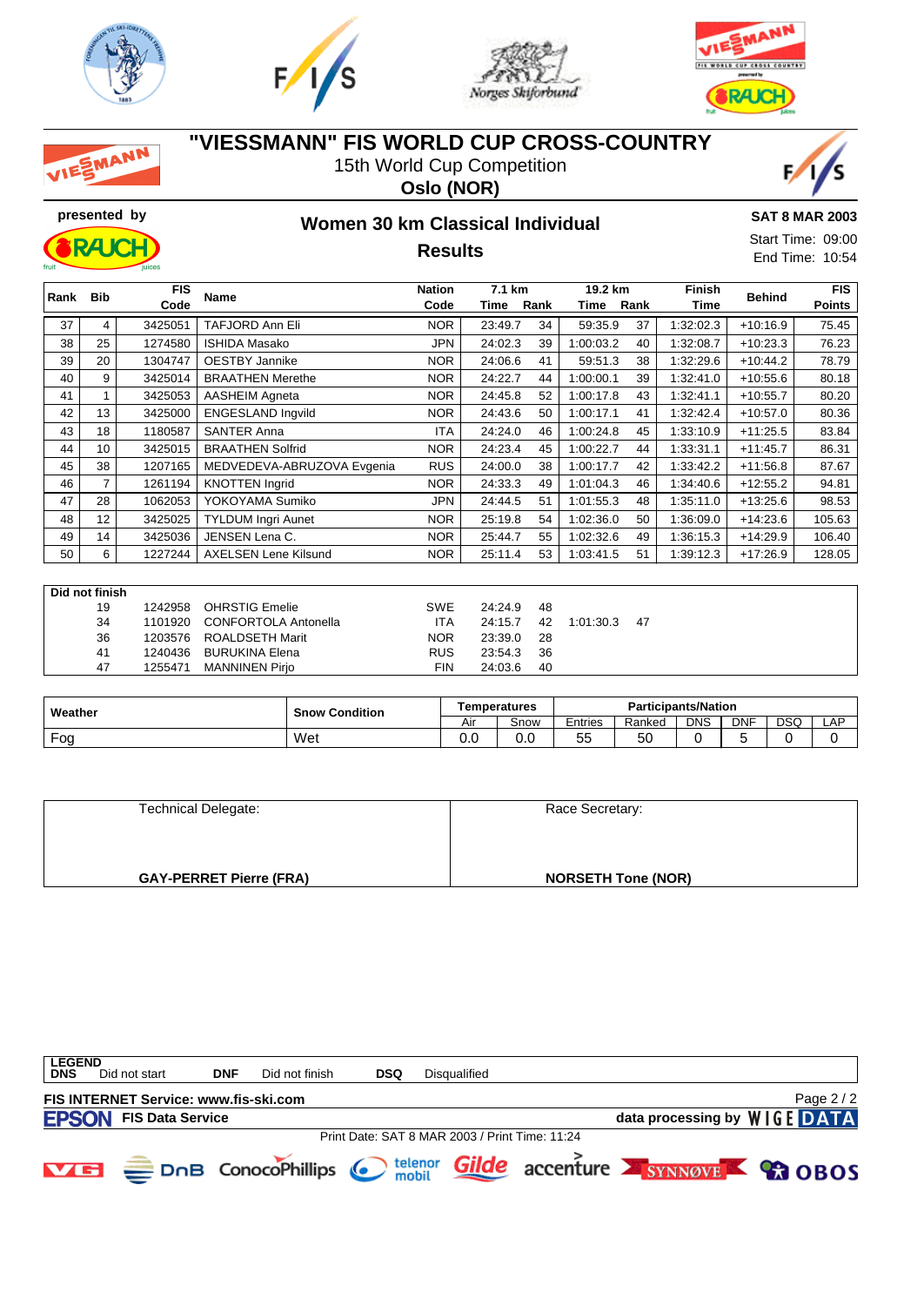# "VIESSMANN" FIS WORLD CUP CROSS-COUNTRY

15th World Cup Competition

**Oslo (NOR)**

presented by

## Women 30 km Classical Individual

### Results

**SAT 8 MAR 2003**

Start Time: 09:00

End Time: 10:54

| Rank | Bib | FIS Code | Name | Nation Code | 7.1 km Time | 7.1 km Rank | 19.2 km Time | 19.2 km Rank | Finish Time | Behind | FIS Points |
|---|---|---|---|---|---|---|---|---|---|---|---|
| 37 | 4 | 3425051 | TAFJORD Ann Eli | NOR | 23:49.7 | 34 | 59:35.9 | 37 | 1:32:02.3 | +10:16.9 | 75.45 |
| 38 | 25 | 1274580 | ISHIDA Masako | JPN | 24:02.3 | 39 | 1:00:03.2 | 40 | 1:32:08.7 | +10:23.3 | 76.23 |
| 39 | 20 | 1304747 | OESTBY Jannike | NOR | 24:06.6 | 41 | 59:51.3 | 38 | 1:32:29.6 | +10:44.2 | 78.79 |
| 40 | 9 | 3425014 | BRAATHEN Merethe | NOR | 24:22.7 | 44 | 1:00:00.1 | 39 | 1:32:41.0 | +10:55.6 | 80.18 |
| 41 | 1 | 3425053 | AASHEIM Agneta | NOR | 24:45.8 | 52 | 1:00:17.8 | 43 | 1:32:41.1 | +10:55.7 | 80.20 |
| 42 | 13 | 3425000 | ENGESLAND Ingvild | NOR | 24:43.6 | 50 | 1:00:17.1 | 41 | 1:32:42.4 | +10:57.0 | 80.36 |
| 43 | 18 | 1180587 | SANTER Anna | ITA | 24:24.0 | 46 | 1:00:24.8 | 45 | 1:33:10.9 | +11:25.5 | 83.84 |
| 44 | 10 | 3425015 | BRAATHEN Solfrid | NOR | 24:23.4 | 45 | 1:00:22.7 | 44 | 1:33:31.1 | +11:45.7 | 86.31 |
| 45 | 38 | 1207165 | MEDVEDEVA-ABRUZOVA Evgenia | RUS | 24:00.0 | 38 | 1:00:17.7 | 42 | 1:33:42.2 | +11:56.8 | 87.67 |
| 46 | 7 | 1261194 | KNOTTEN Ingrid | NOR | 24:33.3 | 49 | 1:01:04.3 | 46 | 1:34:40.6 | +12:55.2 | 94.81 |
| 47 | 28 | 1062053 | YOKOYAMA Sumiko | JPN | 24:44.5 | 51 | 1:01:55.3 | 48 | 1:35:11.0 | +13:25.6 | 98.53 |
| 48 | 12 | 3425025 | TYLDUM Ingri Aunet | NOR | 25:19.8 | 54 | 1:02:36.0 | 50 | 1:36:09.0 | +14:23.6 | 105.63 |
| 49 | 14 | 3425036 | JENSEN Lena C. | NOR | 25:44.7 | 55 | 1:02:32.6 | 49 | 1:36:15.3 | +14:29.9 | 106.40 |
| 50 | 6 | 1227244 | AXELSEN Lene Kilsund | NOR | 25:11.4 | 53 | 1:03:41.5 | 51 | 1:39:12.3 | +17:26.9 | 128.05 |

**Did not finish**

| Bib | FIS Code | Name | Nation Code | 7.1 km Time | 7.1 km Rank | 19.2 km Time | 19.2 km Rank |
|---|---|---|---|---|---|---|---|
| 19 | 1242958 | OHRSTIG Emelie | SWE | 24:24.9 | 48 | | |
| 34 | 1101920 | CONFORTOLA Antonella | ITA | 24:15.7 | 42 | 1:01:30.3 | 47 |
| 36 | 1203576 | ROALDSETH Marit | NOR | 23:39.0 | 28 | | |
| 41 | 1240436 | BURUKINA Elena | RUS | 23:54.3 | 36 | | |
| 47 | 1255471 | MANNINEN Pirjo | FIN | 24:03.6 | 40 | | |

| Weather | Snow Condition | Temperatures | | Participants/Nation | | | | | |
|---|---|---|---|---|---|---|---|---|---|
| | | Air | Snow | Entries | Ranked | DNS | DNF | DSQ | LAP |
| Fog | Wet | 0.0 | 0.0 | 55 | 50 | 0 | 5 | 0 | 0 |

| Technical Delegate: | Race Secretary: |
|---|---|
| **GAY-PERRET Pierre (FRA)** | **NORSETH Tone (NOR)** |

**LEGEND**
**DNS** Did not start **DNF** Did not finish **DSQ** Disqualified

**FIS INTERNET Service: www.fis-ski.com**

**EPSON FIS Data Service** — **data processing by WIGE DATA**

Print Date: SAT 8 MAR 2003 / Print Time: 11:24